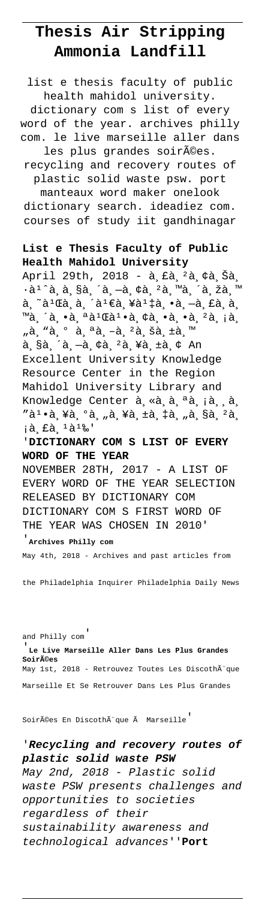# Thesis Air Stripping Ammonia Landfill

list e thesis faculty of public health mahidol university. dictionary com s list of every word of the year. archives philly com. le live marseille aller dans les plus grandes soirÃ©es. recycling and recovery routes of plastic solid waste psw. port manteaux word maker onelook dictionary search. ideadiez com. courses of study iit gandhinagar

## List e Thesis Faculty of Public Health Mahidol University

April 29th, 2018 - à¸£à¸²à¸¢à¸Šà¸·à¹ˆà¸­à¸§à¸´à¸—à¸¢à¸²à¸™à¸´à¸žà¸™à¸˜à¹Œà¸­à¸´à¹€à¸¥à¹‡à¸à¸—à¸£à¸­à¸™à¸´à¸à¸ªà¹Œà¹à¸¢à¸à¸•à¸²à¸¡à¸„à¸“à¸° à¸ªà¸–à¸²à¸šà¸±à¸™ à¸§à¸´à¸—à¸¢à¸²à¸¥à¸±à¸¢ An Excellent University Knowledge Resource Center in the Region Mahidol University Library and Knowledge Center à¸«à¸­à¸ªà¸¡à¸¸à¸”à¹à¸¥à¸°à¸„à¸¥à¸±à¸‡à¸„à¸§à¸²à¸¡à¸£à¸¹à¹‰'

## 'DICTIONARY COM S LIST OF EVERY WORD OF THE YEAR

NOVEMBER 28TH, 2017 - A LIST OF EVERY WORD OF THE YEAR SELECTION RELEASED BY DICTIONARY COM DICTIONARY COM S FIRST WORD OF THE YEAR WAS CHOSEN IN 2010'

## 'Archives Philly com

May 4th, 2018 - Archives and past articles from the Philadelphia Inquirer Philadelphia Daily News and Philly com'

## 'Le Live Marseille Aller Dans Les Plus Grandes SoirÃ©es

May 1st, 2018 - Retrouvez Toutes Les DiscothÃ¨que Marseille Et Se Retrouver Dans Les Plus Grandes SoirÃ©es En DiscothÃ¨que Ã  Marseille'

## '*Recycling and recovery routes of plastic solid waste PSW*

*May 2nd, 2018 - Plastic solid waste PSW presents challenges and opportunities to societies regardless of their sustainability awareness and technological advances*''**Port**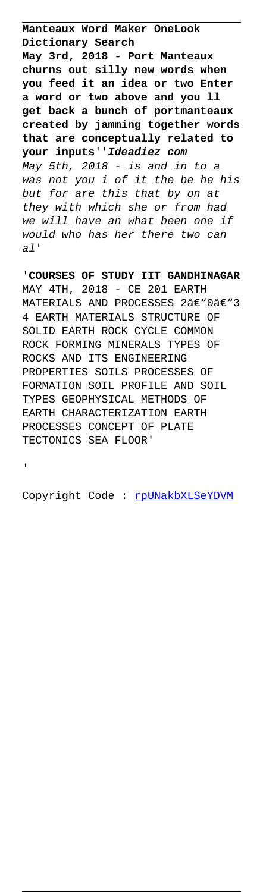**Manteaux Word Maker OneLook Dictionary Search**
**May 3rd, 2018 - Port Manteaux churns out silly new words when you feed it an idea or two Enter a word or two above and you ll get back a bunch of portmanteaux created by jamming together words that are conceptually related to your inputs''*Ideadiez com***
*May 5th, 2018 - is and in to a was not you i of it the be he his but for are this that by on at they with which she or from had we will have an what been one if would who has her there two can al'*

'**COURSES OF STUDY IIT GANDHINAGAR**
MAY 4TH, 2018 - CE 201 EARTH MATERIALS AND PROCESSES 2â€"0â€"3 4 EARTH MATERIALS STRUCTURE OF SOLID EARTH ROCK CYCLE COMMON ROCK FORMING MINERALS TYPES OF ROCKS AND ITS ENGINEERING PROPERTIES SOILS PROCESSES OF FORMATION SOIL PROFILE AND SOIL TYPES GEOPHYSICAL METHODS OF EARTH CHARACTERIZATION EARTH PROCESSES CONCEPT OF PLATE TECTONICS SEA FLOOR'

'

Copyright Code : rpUNakbXLSeYDVM